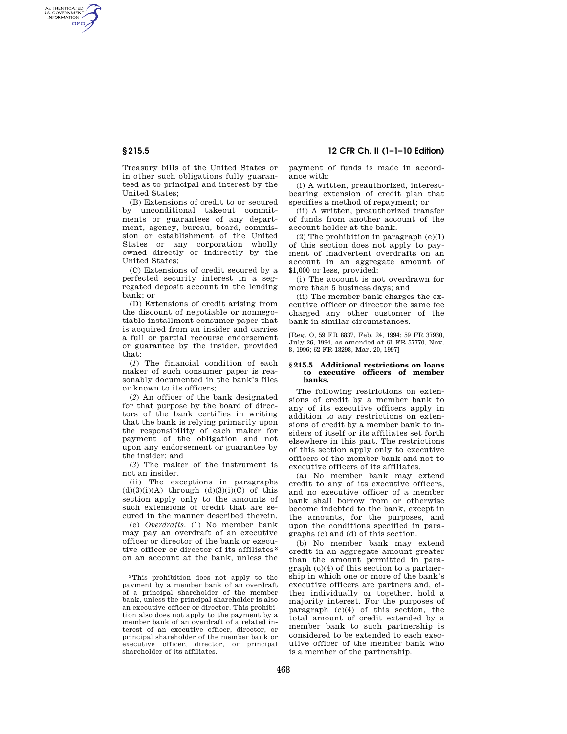Treasury bills of the United States or in other such obligations fully guaranteed as to principal and interest by the United States;

(B) Extensions of credit to or secured by unconditional takeout commitments or guarantees of any department, agency, bureau, board, commission or establishment of the United States or any corporation wholly owned directly or indirectly by the United States;

(C) Extensions of credit secured by a perfected security interest in a segregated deposit account in the lending bank; or

(D) Extensions of credit arising from the discount of negotiable or nonnegotiable installment consumer paper that is acquired from an insider and carries a full or partial recourse endorsement or guarantee by the insider, provided that:

(*1*) The financial condition of each maker of such consumer paper is reasonably documented in the bank's files or known to its officers;

(*2*) An officer of the bank designated for that purpose by the board of directors of the bank certifies in writing that the bank is relying primarily upon the responsibility of each maker for payment of the obligation and not upon any endorsement or guarantee by the insider; and

(*3*) The maker of the instrument is not an insider.

(ii) The exceptions in paragraphs (d)(3)(i)(A) through (d)(3)(i)(C) of this section apply only to the amounts of such extensions of credit that are secured in the manner described therein.

(e) *Overdrafts.* (1) No member bank may pay an overdraft of an executive officer or director of the bank or executive officer or director of its affiliates[3] on an account at the bank, unless the payment of funds is made in accordance with:

(i) A written, preauthorized, interest-bearing extension of credit plan that specifies a method of repayment; or

(ii) A written, preauthorized transfer of funds from another account of the account holder at the bank.

(2) The prohibition in paragraph (e)(1) of this section does not apply to payment of inadvertent overdrafts on an account in an aggregate amount of $1,000 or less, provided:

(i) The account is not overdrawn for more than 5 business days; and

(ii) The member bank charges the executive officer or director the same fee charged any other customer of the bank in similar circumstances.

[Reg. O, 59 FR 8837, Feb. 24, 1994; 59 FR 37930, July 26, 1994, as amended at 61 FR 57770, Nov. 8, 1996; 62 FR 13298, Mar. 20, 1997]

### § 215.5 Additional restrictions on loans to executive officers of member banks.

The following restrictions on extensions of credit by a member bank to any of its executive officers apply in addition to any restrictions on extensions of credit by a member bank to insiders of itself or its affiliates set forth elsewhere in this part. The restrictions of this section apply only to executive officers of the member bank and not to executive officers of its affiliates.

(a) No member bank may extend credit to any of its executive officers, and no executive officer of a member bank shall borrow from or otherwise become indebted to the bank, except in the amounts, for the purposes, and upon the conditions specified in paragraphs (c) and (d) of this section.

(b) No member bank may extend credit in an aggregate amount greater than the amount permitted in paragraph (c)(4) of this section to a partnership in which one or more of the bank's executive officers are partners and, either individually or together, hold a majority interest. For the purposes of paragraph (c)(4) of this section, the total amount of credit extended by a member bank to such partnership is considered to be extended to each executive officer of the member bank who is a member of the partnership.

---

[3] This prohibition does not apply to the payment by a member bank of an overdraft of a principal shareholder of the member bank, unless the principal shareholder is also an executive officer or director. This prohibition also does not apply to the payment by a member bank of an overdraft of a related interest of an executive officer, director, or principal shareholder of the member bank or executive officer, director, or principal shareholder of its affiliates.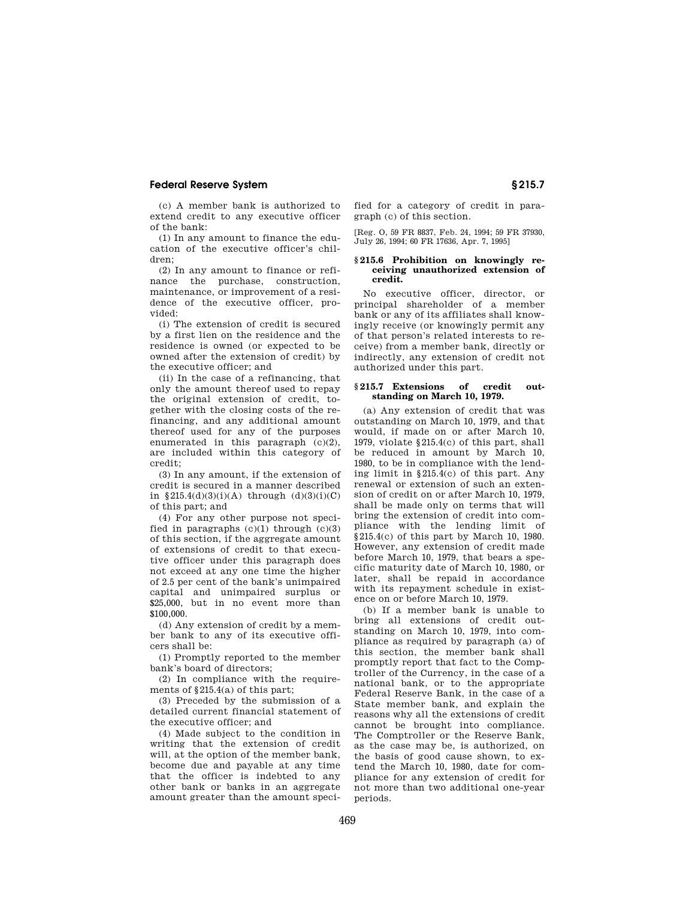(c) A member bank is authorized to extend credit to any executive officer of the bank:

(1) In any amount to finance the education of the executive officer's children;

(2) In any amount to finance or refinance the purchase, construction, maintenance, or improvement of a residence of the executive officer, provided:

(i) The extension of credit is secured by a first lien on the residence and the residence is owned (or expected to be owned after the extension of credit) by the executive officer; and

(ii) In the case of a refinancing, that only the amount thereof used to repay the original extension of credit, together with the closing costs of the refinancing, and any additional amount thereof used for any of the purposes enumerated in this paragraph (c)(2), are included within this category of credit;

(3) In any amount, if the extension of credit is secured in a manner described in §215.4(d)(3)(i)(A) through (d)(3)(i)(C) of this part; and

(4) For any other purpose not specified in paragraphs (c)(1) through (c)(3) of this section, if the aggregate amount of extensions of credit to that executive officer under this paragraph does not exceed at any one time the higher of 2.5 per cent of the bank's unimpaired capital and unimpaired surplus or $25,000, but in no event more than $100,000.

(d) Any extension of credit by a member bank to any of its executive officers shall be:

(1) Promptly reported to the member bank's board of directors;

(2) In compliance with the requirements of §215.4(a) of this part;

(3) Preceded by the submission of a detailed current financial statement of the executive officer; and

(4) Made subject to the condition in writing that the extension of credit will, at the option of the member bank, become due and payable at any time that the officer is indebted to any other bank or banks in an aggregate amount greater than the amount specified for a category of credit in paragraph (c) of this section.

[Reg. O, 59 FR 8837, Feb. 24, 1994; 59 FR 37930, July 26, 1994; 60 FR 17636, Apr. 7, 1995]

## §215.6 Prohibition on knowingly receiving unauthorized extension of credit.

No executive officer, director, or principal shareholder of a member bank or any of its affiliates shall knowingly receive (or knowingly permit any of that person's related interests to receive) from a member bank, directly or indirectly, any extension of credit not authorized under this part.

## §215.7 Extensions of credit outstanding on March 10, 1979.

(a) Any extension of credit that was outstanding on March 10, 1979, and that would, if made on or after March 10, 1979, violate §215.4(c) of this part, shall be reduced in amount by March 10, 1980, to be in compliance with the lending limit in §215.4(c) of this part. Any renewal or extension of such an extension of credit on or after March 10, 1979, shall be made only on terms that will bring the extension of credit into compliance with the lending limit of §215.4(c) of this part by March 10, 1980. However, any extension of credit made before March 10, 1979, that bears a specific maturity date of March 10, 1980, or later, shall be repaid in accordance with its repayment schedule in existence on or before March 10, 1979.

(b) If a member bank is unable to bring all extensions of credit outstanding on March 10, 1979, into compliance as required by paragraph (a) of this section, the member bank shall promptly report that fact to the Comptroller of the Currency, in the case of a national bank, or to the appropriate Federal Reserve Bank, in the case of a State member bank, and explain the reasons why all the extensions of credit cannot be brought into compliance. The Comptroller or the Reserve Bank, as the case may be, is authorized, on the basis of good cause shown, to extend the March 10, 1980, date for compliance for any extension of credit for not more than two additional one-year periods.